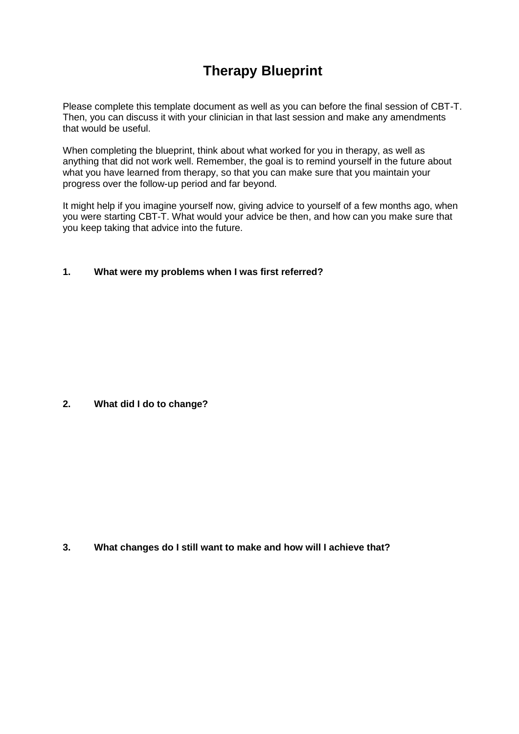# Therapy Blueprint

Please complete this template document as well as you can before the final session of CBT-T. Then, you can discuss it with your clinician in that last session and make any amendments that would be useful.

When completing the blueprint, think about what worked for you in therapy, as well as anything that did not work well. Remember, the goal is to remind yourself in the future about what you have learned from therapy, so that you can make sure that you maintain your progress over the follow-up period and far beyond.

It might help if you imagine yourself now, giving advice to yourself of a few months ago, when you were starting CBT-T. What would your advice be then, and how can you make sure that you keep taking that advice into the future.

**1. What were my problems when I was first referred?**

**2. What did I do to change?**

**3. What changes do I still want to make and how will I achieve that?**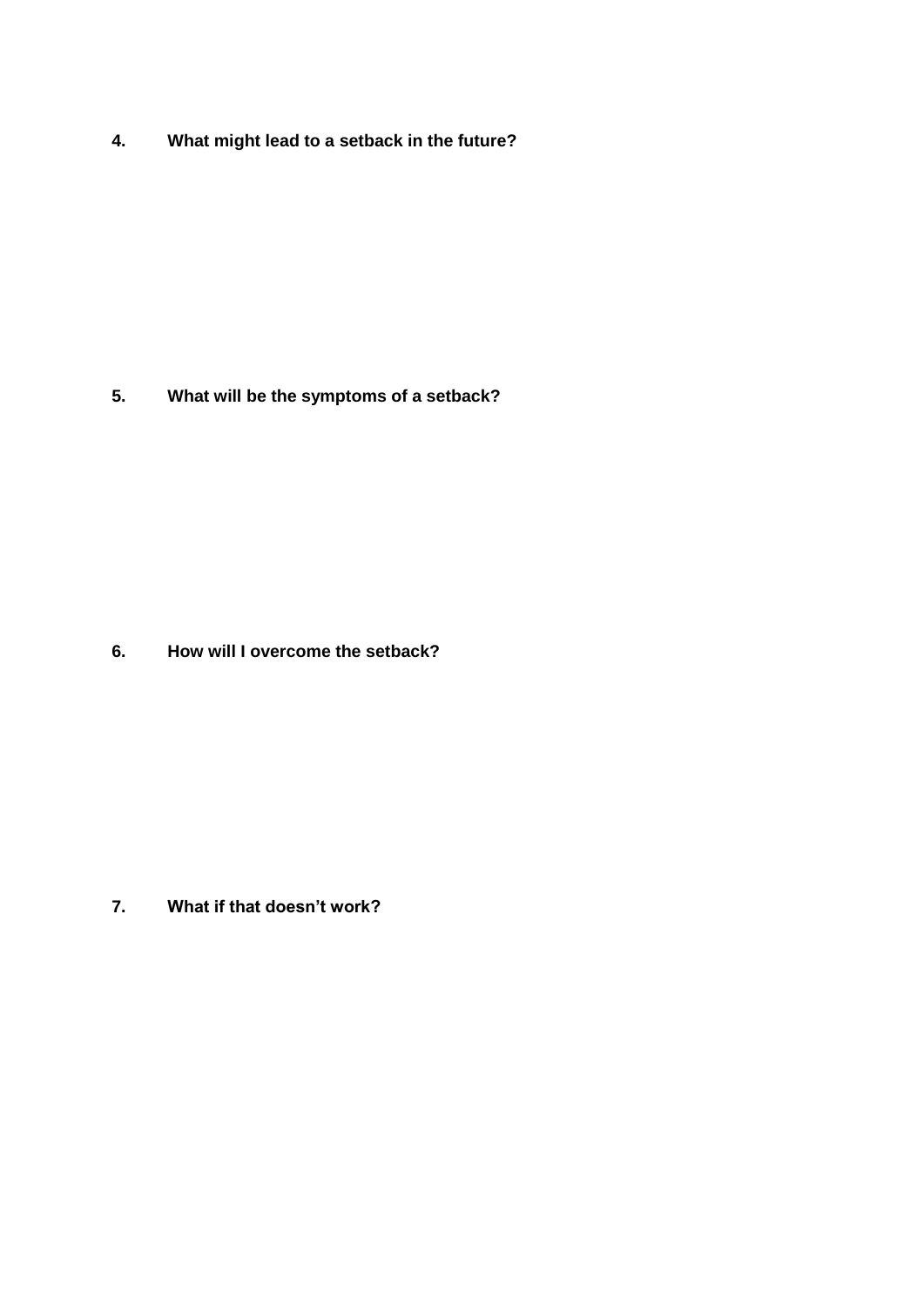**4. What might lead to a setback in the future?**

**5. What will be the symptoms of a setback?**

**6. How will I overcome the setback?**

**7. What if that doesn't work?**